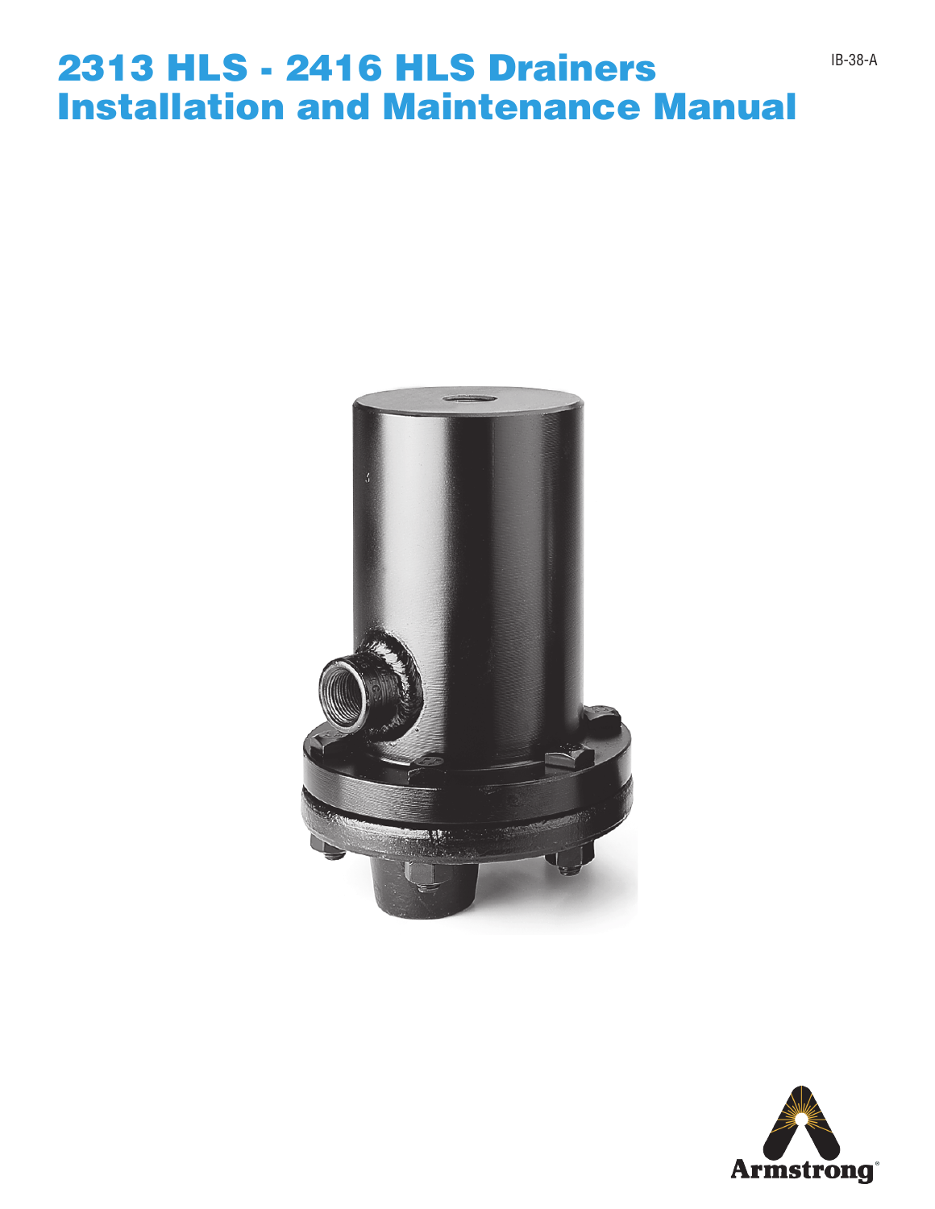# 2313 HLS - 2416 HLS Drainers Installation and Maintenance Manual

IB-38-A

Armstrong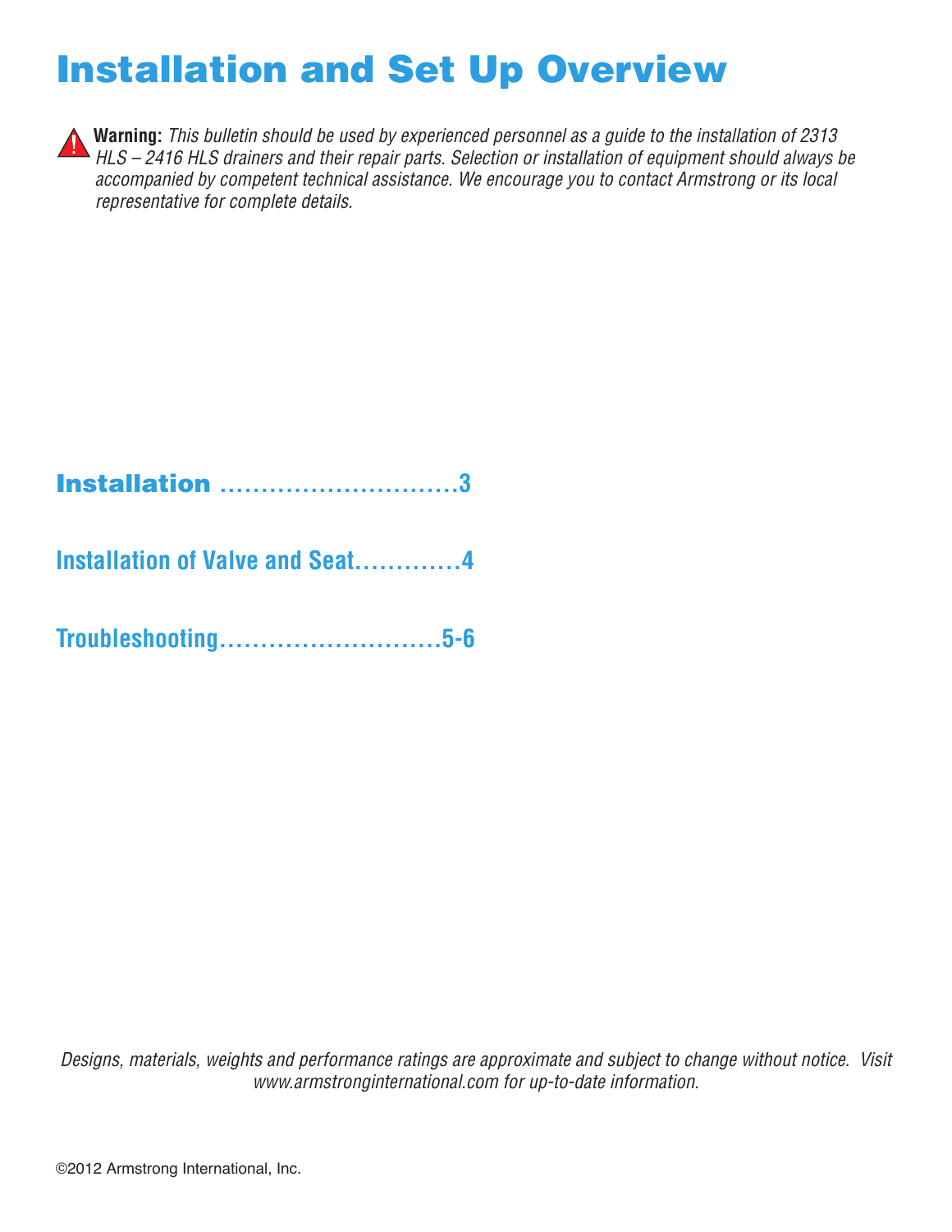# Installation and Set Up Overview

**Warning:** *This bulletin should be used by experienced personnel as a guide to the installation of 2313 HLS – 2416 HLS drainers and their repair parts. Selection or installation of equipment should always be accompanied by competent technical assistance. We encourage you to contact Armstrong or its local representative for complete details.*

**Installation ............................3**

**Installation of Valve and Seat............4**

**Troubleshooting..........................5-6**

*Designs, materials, weights and performance ratings are approximate and subject to change without notice. Visit www.armstronginternational.com for up-to-date information.*

©2012 Armstrong International, Inc.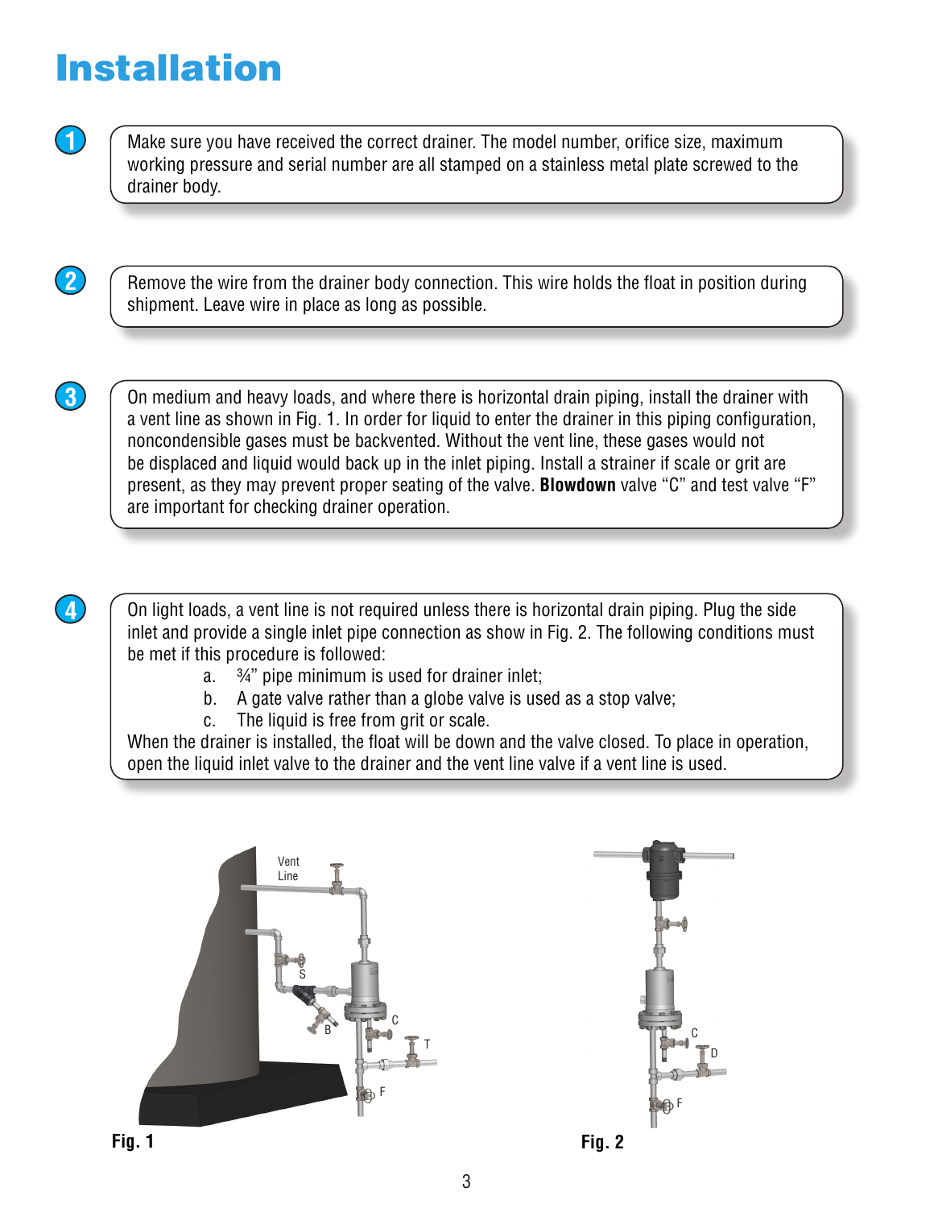# Installation

1. Make sure you have received the correct drainer. The model number, orifice size, maximum working pressure and serial number are all stamped on a stainless metal plate screwed to the drainer body.

2. Remove the wire from the drainer body connection. This wire holds the float in position during shipment. Leave wire in place as long as possible.

3. On medium and heavy loads, and where there is horizontal drain piping, install the drainer with a vent line as shown in Fig. 1. In order for liquid to enter the drainer in this piping configuration, noncondensible gases must be backvented. Without the vent line, these gases would not be displaced and liquid would back up in the inlet piping. Install a strainer if scale or grit are present, as they may prevent proper seating of the valve. **Blowdown** valve "C" and test valve "F" are important for checking drainer operation.

4. On light loads, a vent line is not required unless there is horizontal drain piping. Plug the side inlet and provide a single inlet pipe connection as show in Fig. 2. The following conditions must be met if this procedure is followed:
   a. ¾" pipe minimum is used for drainer inlet;
   b. A gate valve rather than a globe valve is used as a stop valve;
   c. The liquid is free from grit or scale.

   When the drainer is installed, the float will be down and the valve closed. To place in operation, open the liquid inlet valve to the drainer and the vent line valve if a vent line is used.

Fig. 1

Fig. 2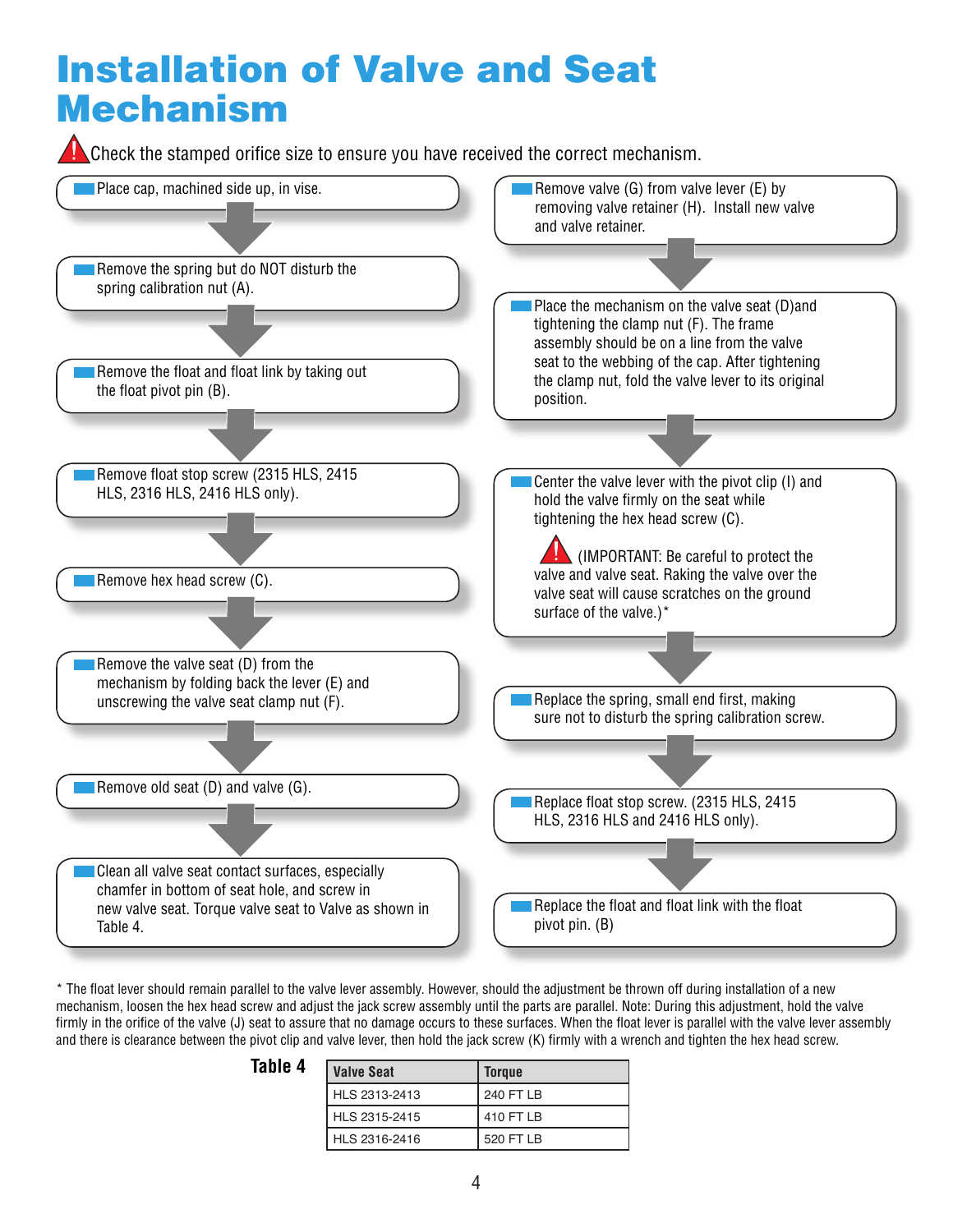# Installation of Valve and Seat Mechanism

⚠ Check the stamped orifice size to ensure you have received the correct mechanism.

1. Place cap, machined side up, in vise.
2. Remove the spring but do NOT disturb the spring calibration nut (A).
3. Remove the float and float link by taking out the float pivot pin (B).
4. Remove float stop screw (2315 HLS, 2415 HLS, 2316 HLS, 2416 HLS only).
5. Remove hex head screw (C).
6. Remove the valve seat (D) from the mechanism by folding back the lever (E) and unscrewing the valve seat clamp nut (F).
7. Remove old seat (D) and valve (G).
8. Clean all valve seat contact surfaces, especially chamfer in bottom of seat hole, and screw in new valve seat. Torque valve seat to Valve as shown in Table 4.
9. Remove valve (G) from valve lever (E) by removing valve retainer (H). Install new valve and valve retainer.
10. Place the mechanism on the valve seat (D)and tightening the clamp nut (F). The frame assembly should be on a line from the valve seat to the webbing of the cap. After tightening the clamp nut, fold the valve lever to its original position.
11. Center the valve lever with the pivot clip (I) and hold the valve firmly on the seat while tightening the hex head screw (C).

    ⚠ (IMPORTANT: Be careful to protect the valve and valve seat. Raking the valve over the valve seat will cause scratches on the ground surface of the valve.)*
12. Replace the spring, small end first, making sure not to disturb the spring calibration screw.
13. Replace float stop screw. (2315 HLS, 2415 HLS, 2316 HLS and 2416 HLS only).
14. Replace the float and float link with the float pivot pin. (B)

* The float lever should remain parallel to the valve lever assembly. However, should the adjustment be thrown off during installation of a new mechanism, loosen the hex head screw and adjust the jack screw assembly until the parts are parallel. Note: During this adjustment, hold the valve firmly in the orifice of the valve (J) seat to assure that no damage occurs to these surfaces. When the float lever is parallel with the valve lever assembly and there is clearance between the pivot clip and valve lever, then hold the jack screw (K) firmly with a wrench and tighten the hex head screw.

**Table 4**

| Valve Seat | Torque |
|---|---|
| HLS 2313-2413 | 240 FT LB |
| HLS 2315-2415 | 410 FT LB |
| HLS 2316-2416 | 520 FT LB |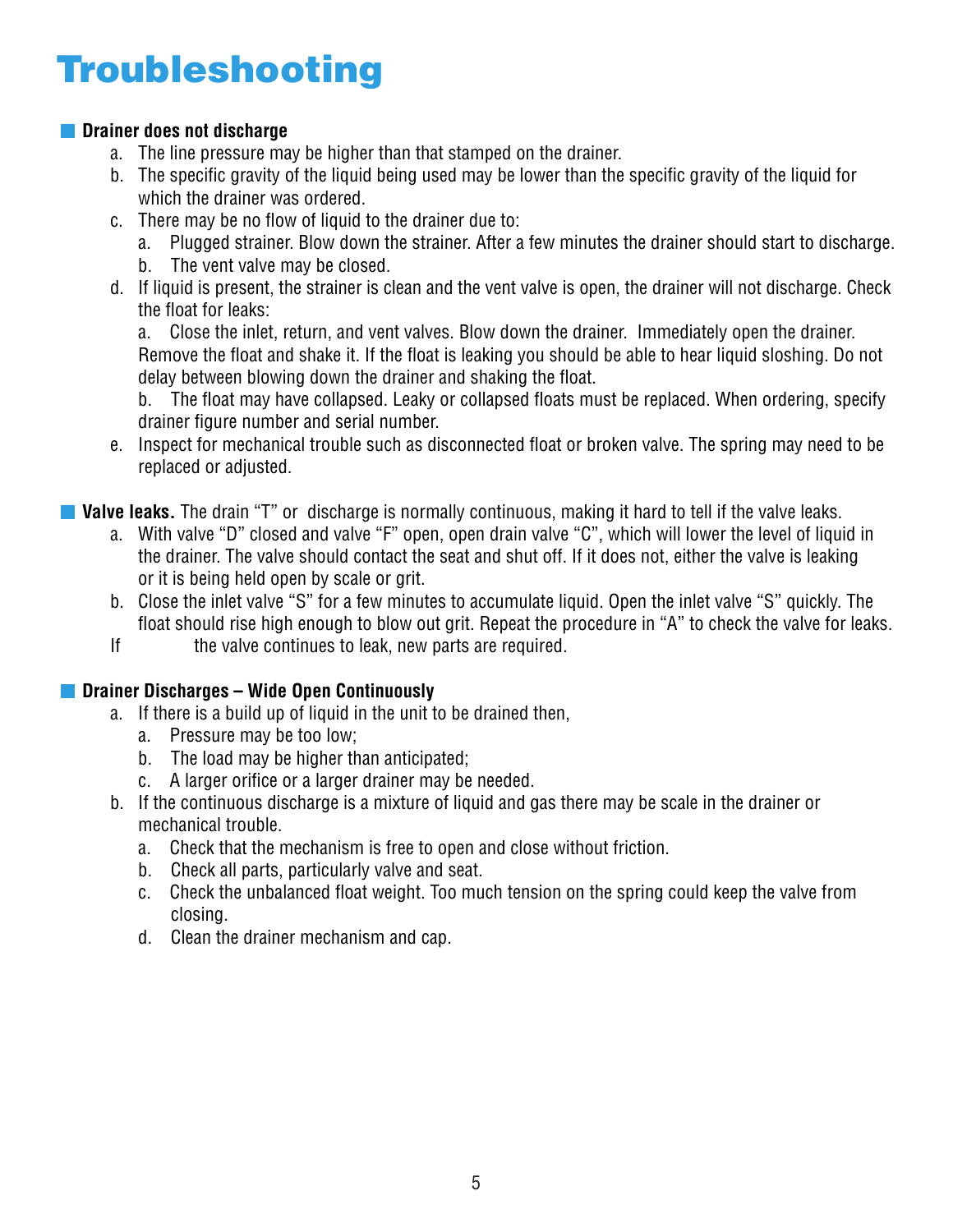# Troubleshooting

**Drainer does not discharge**

a. The line pressure may be higher than that stamped on the drainer.

b. The specific gravity of the liquid being used may be lower than the specific gravity of the liquid for which the drainer was ordered.

c. There may be no flow of liquid to the drainer due to:

   a. Plugged strainer. Blow down the strainer. After a few minutes the drainer should start to discharge.

   b. The vent valve may be closed.

d. If liquid is present, the strainer is clean and the vent valve is open, the drainer will not discharge. Check the float for leaks:

   a. Close the inlet, return, and vent valves. Blow down the drainer. Immediately open the drainer. Remove the float and shake it. If the float is leaking you should be able to hear liquid sloshing. Do not delay between blowing down the drainer and shaking the float.

   b. The float may have collapsed. Leaky or collapsed floats must be replaced. When ordering, specify drainer figure number and serial number.

e. Inspect for mechanical trouble such as disconnected float or broken valve. The spring may need to be replaced or adjusted.

**Valve leaks.** The drain "T" or discharge is normally continuous, making it hard to tell if the valve leaks.

a. With valve "D" closed and valve "F" open, open drain valve "C", which will lower the level of liquid in the drainer. The valve should contact the seat and shut off. If it does not, either the valve is leaking or it is being held open by scale or grit.

b. Close the inlet valve "S" for a few minutes to accumulate liquid. Open the inlet valve "S" quickly. The float should rise high enough to blow out grit. Repeat the procedure in "A" to check the valve for leaks.

If the valve continues to leak, new parts are required.

**Drainer Discharges – Wide Open Continuously**

a. If there is a build up of liquid in the unit to be drained then,

   a. Pressure may be too low;

   b. The load may be higher than anticipated;

   c. A larger orifice or a larger drainer may be needed.

b. If the continuous discharge is a mixture of liquid and gas there may be scale in the drainer or mechanical trouble.

   a. Check that the mechanism is free to open and close without friction.

   b. Check all parts, particularly valve and seat.

   c. Check the unbalanced float weight. Too much tension on the spring could keep the valve from closing.

   d. Clean the drainer mechanism and cap.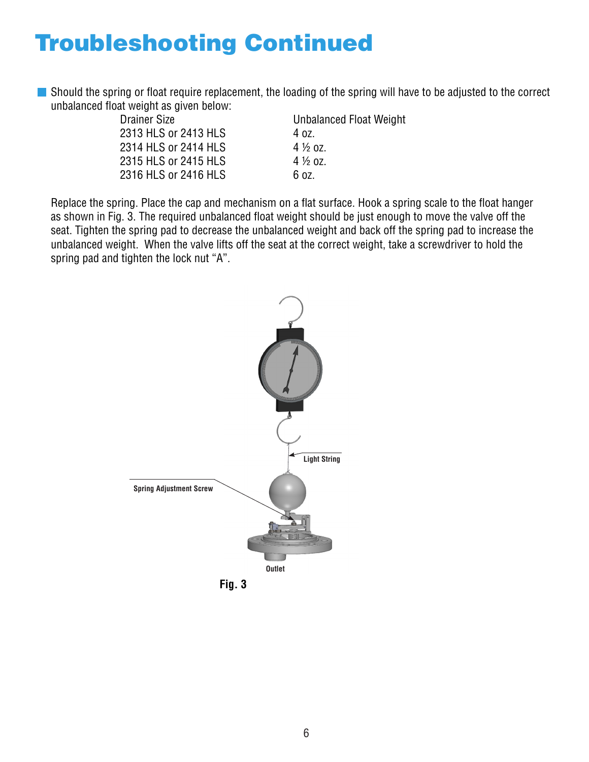# Troubleshooting Continued

- Should the spring or float require replacement, the loading of the spring will have to be adjusted to the correct unbalanced float weight as given below:

| Drainer Size | Unbalanced Float Weight |
| --- | --- |
| 2313 HLS or 2413 HLS | 4 oz. |
| 2314 HLS or 2414 HLS | 4 ½ oz. |
| 2315 HLS or 2415 HLS | 4 ½ oz. |
| 2316 HLS or 2416 HLS | 6 oz. |

Replace the spring. Place the cap and mechanism on a flat surface. Hook a spring scale to the float hanger as shown in Fig. 3. The required unbalanced float weight should be just enough to move the valve off the seat. Tighten the spring pad to decrease the unbalanced weight and back off the spring pad to increase the unbalanced weight. When the valve lifts off the seat at the correct weight, take a screwdriver to hold the spring pad and tighten the lock nut "A".

Light String

Spring Adjustment Screw

Outlet

**Fig. 3**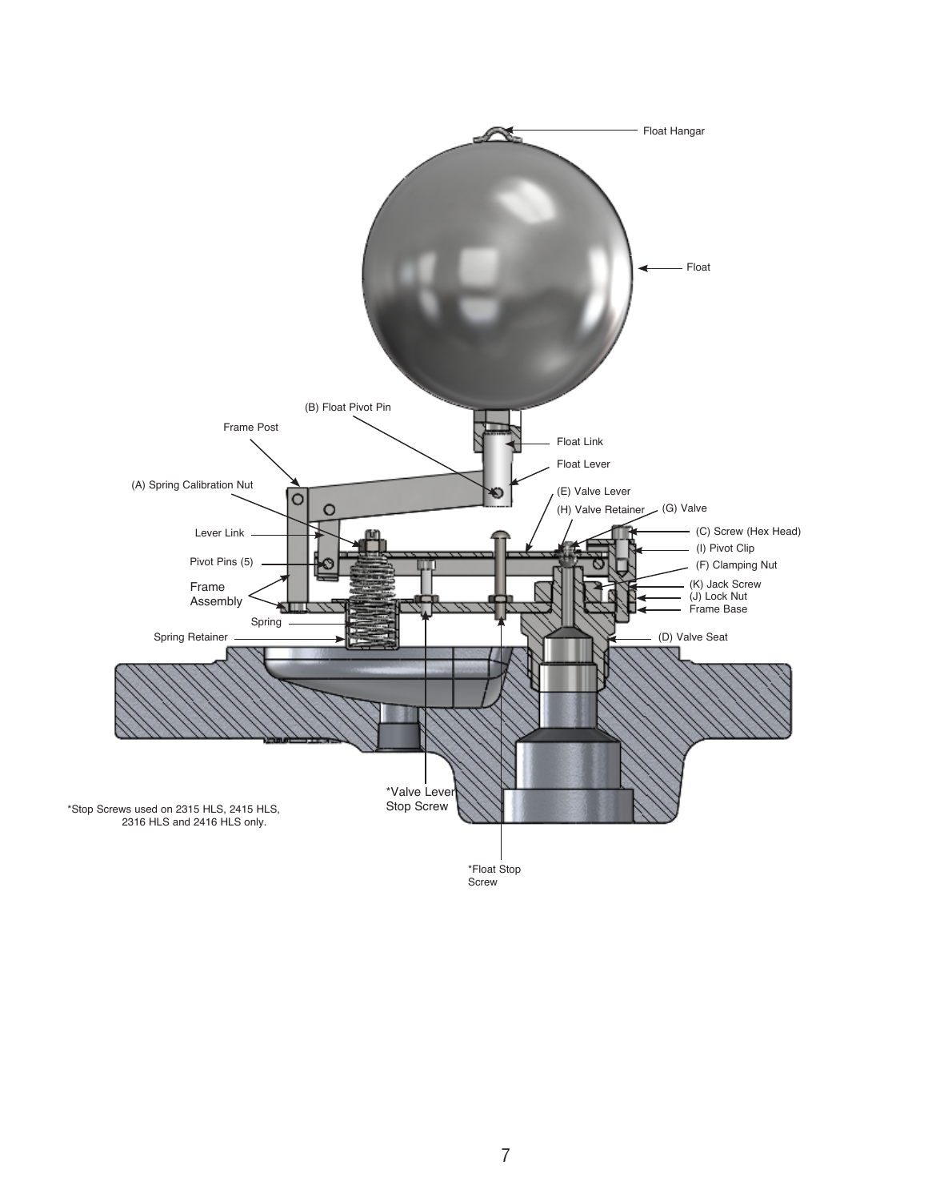Float Hangar

Float

(B) Float Pivot Pin

Frame Post

Float Link

Float Lever

(A) Spring Calibration Nut

(E) Valve Lever

(H) Valve Retainer

(G) Valve

Lever Link

(C) Screw (Hex Head)

(I) Pivot Clip

Pivot Pins (5)

(F) Clamping Nut

Frame Assembly

(K) Jack Screw

(J) Lock Nut

Frame Base

Spring

Spring Retainer

(D) Valve Seat

*Valve Lever Stop Screw

*Stop Screws used on 2315 HLS, 2415 HLS, 2316 HLS and 2416 HLS only.

*Float Stop Screw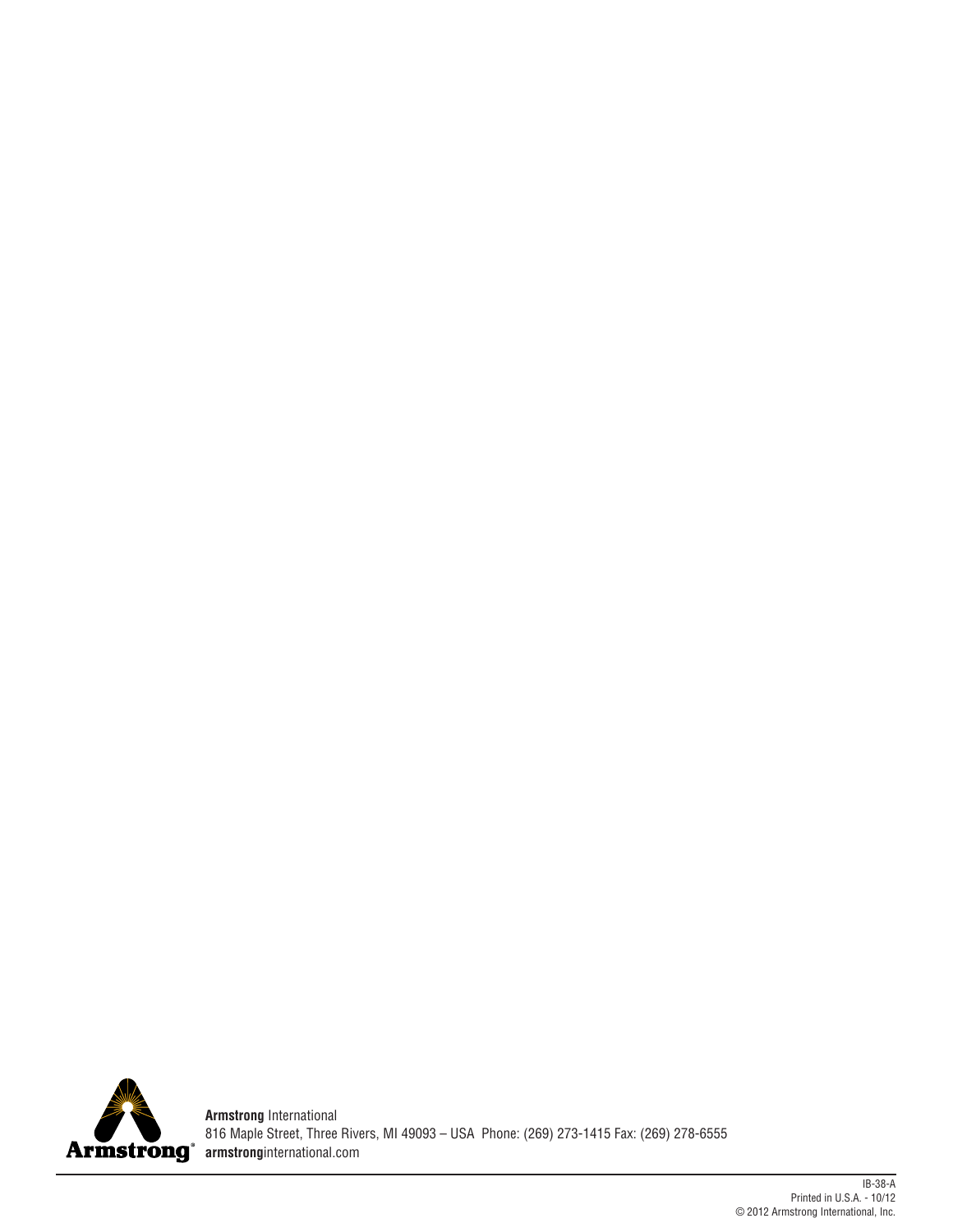**Armstrong** International
816 Maple Street, Three Rivers, MI 49093 – USA Phone: (269) 273-1415 Fax: (269) 278-6555
**armstrong**international.com

IB-38-A
Printed in U.S.A. - 10/12
© 2012 Armstrong International, Inc.